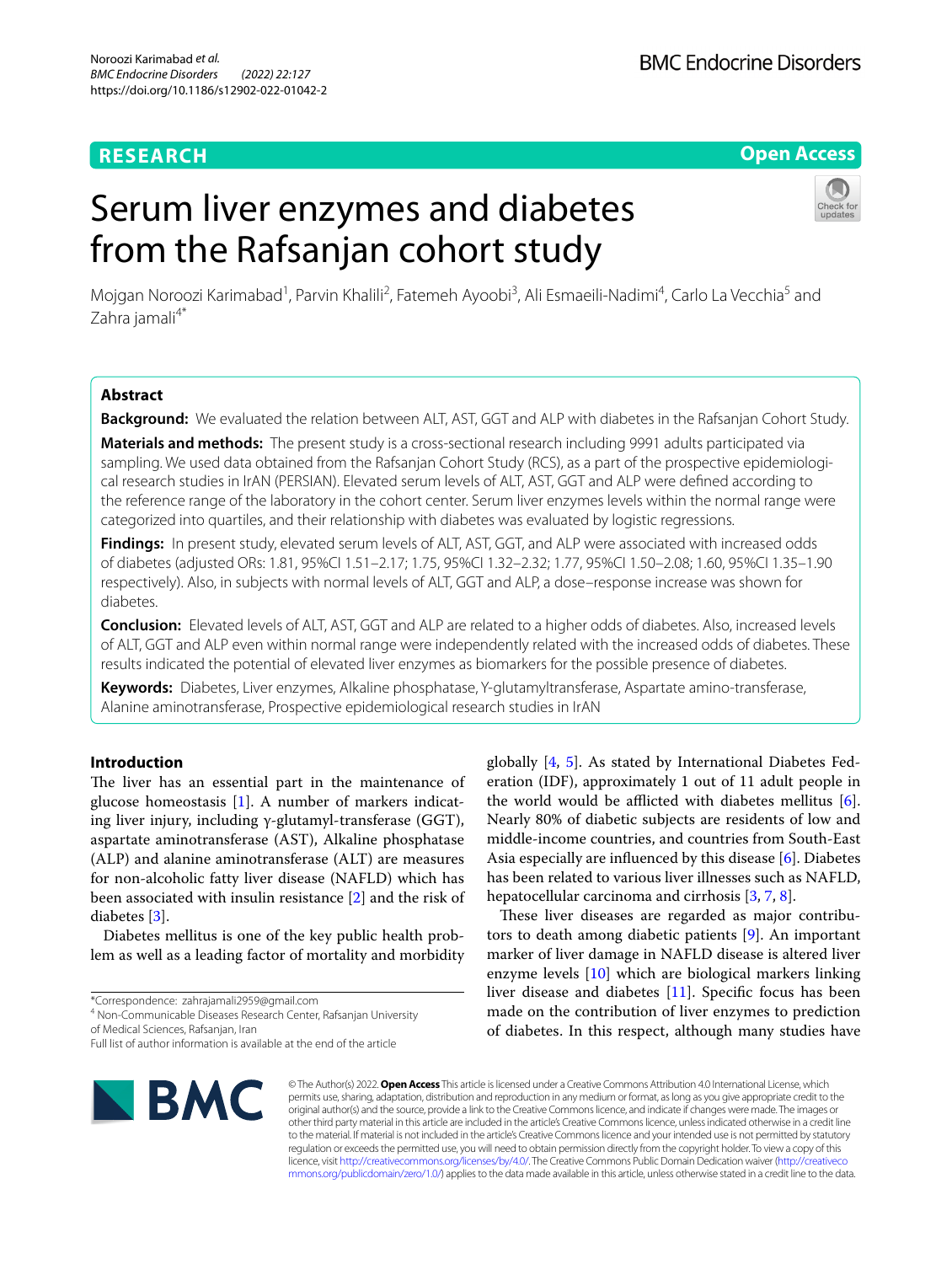RESEARCH

Open Access

# Serum liver enzymes and diabetes from the Rafsanjan cohort study

Mojgan Noroozi Karimabad[1], Parvin Khalili[2], Fatemeh Ayoobi[3], Ali Esmaeili-Nadimi[4], Carlo La Vecchia[5] and Zahra jamali[4*]

## Abstract

**Background:** We evaluated the relation between ALT, AST, GGT and ALP with diabetes in the Rafsanjan Cohort Study.

**Materials and methods:** The present study is a cross-sectional research including 9991 adults participated via sampling. We used data obtained from the Rafsanjan Cohort Study (RCS), as a part of the prospective epidemiological research studies in IrAN (PERSIAN). Elevated serum levels of ALT, AST, GGT and ALP were defined according to the reference range of the laboratory in the cohort center. Serum liver enzymes levels within the normal range were categorized into quartiles, and their relationship with diabetes was evaluated by logistic regressions.

**Findings:** In present study, elevated serum levels of ALT, AST, GGT, and ALP were associated with increased odds of diabetes (adjusted ORs: 1.81, 95%CI 1.51–2.17; 1.75, 95%CI 1.32–2.32; 1.77, 95%CI 1.50–2.08; 1.60, 95%CI 1.35–1.90 respectively). Also, in subjects with normal levels of ALT, GGT and ALP, a dose–response increase was shown for diabetes.

**Conclusion:** Elevated levels of ALT, AST, GGT and ALP are related to a higher odds of diabetes. Also, increased levels of ALT, GGT and ALP even within normal range were independently related with the increased odds of diabetes. These results indicated the potential of elevated liver enzymes as biomarkers for the possible presence of diabetes.

**Keywords:** Diabetes, Liver enzymes, Alkaline phosphatase, Y-glutamyltransferase, Aspartate amino-transferase, Alanine aminotransferase, Prospective epidemiological research studies in IrAN

## Introduction

The liver has an essential part in the maintenance of glucose homeostasis [1]. A number of markers indicating liver injury, including γ-glutamyl-transferase (GGT), aspartate aminotransferase (AST), Alkaline phosphatase (ALP) and alanine aminotransferase (ALT) are measures for non-alcoholic fatty liver disease (NAFLD) which has been associated with insulin resistance [2] and the risk of diabetes [3].

Diabetes mellitus is one of the key public health problem as well as a leading factor of mortality and morbidity globally [4, 5]. As stated by International Diabetes Federation (IDF), approximately 1 out of 11 adult people in the world would be afflicted with diabetes mellitus [6]. Nearly 80% of diabetic subjects are residents of low and middle-income countries, and countries from South-East Asia especially are influenced by this disease [6]. Diabetes has been related to various liver illnesses such as NAFLD, hepatocellular carcinoma and cirrhosis [3, 7, 8].

These liver diseases are regarded as major contributors to death among diabetic patients [9]. An important marker of liver damage in NAFLD disease is altered liver enzyme levels [10] which are biological markers linking liver disease and diabetes [11]. Specific focus has been made on the contribution of liver enzymes to prediction of diabetes. In this respect, although many studies have

*Correspondence: zahrajamali2959@gmail.com

[4] Non-Communicable Diseases Research Center, Rafsanjan University of Medical Sciences, Rafsanjan, Iran

Full list of author information is available at the end of the article

© The Author(s) 2022. **Open Access** This article is licensed under a Creative Commons Attribution 4.0 International License, which permits use, sharing, adaptation, distribution and reproduction in any medium or format, as long as you give appropriate credit to the original author(s) and the source, provide a link to the Creative Commons licence, and indicate if changes were made. The images or other third party material in this article are included in the article's Creative Commons licence, unless indicated otherwise in a credit line to the material. If material is not included in the article's Creative Commons licence and your intended use is not permitted by statutory regulation or exceeds the permitted use, you will need to obtain permission directly from the copyright holder. To view a copy of this licence, visit http://creativecommons.org/licenses/by/4.0/. The Creative Commons Public Domain Dedication waiver (http://creativecommons.org/publicdomain/zero/1.0/) applies to the data made available in this article, unless otherwise stated in a credit line to the data.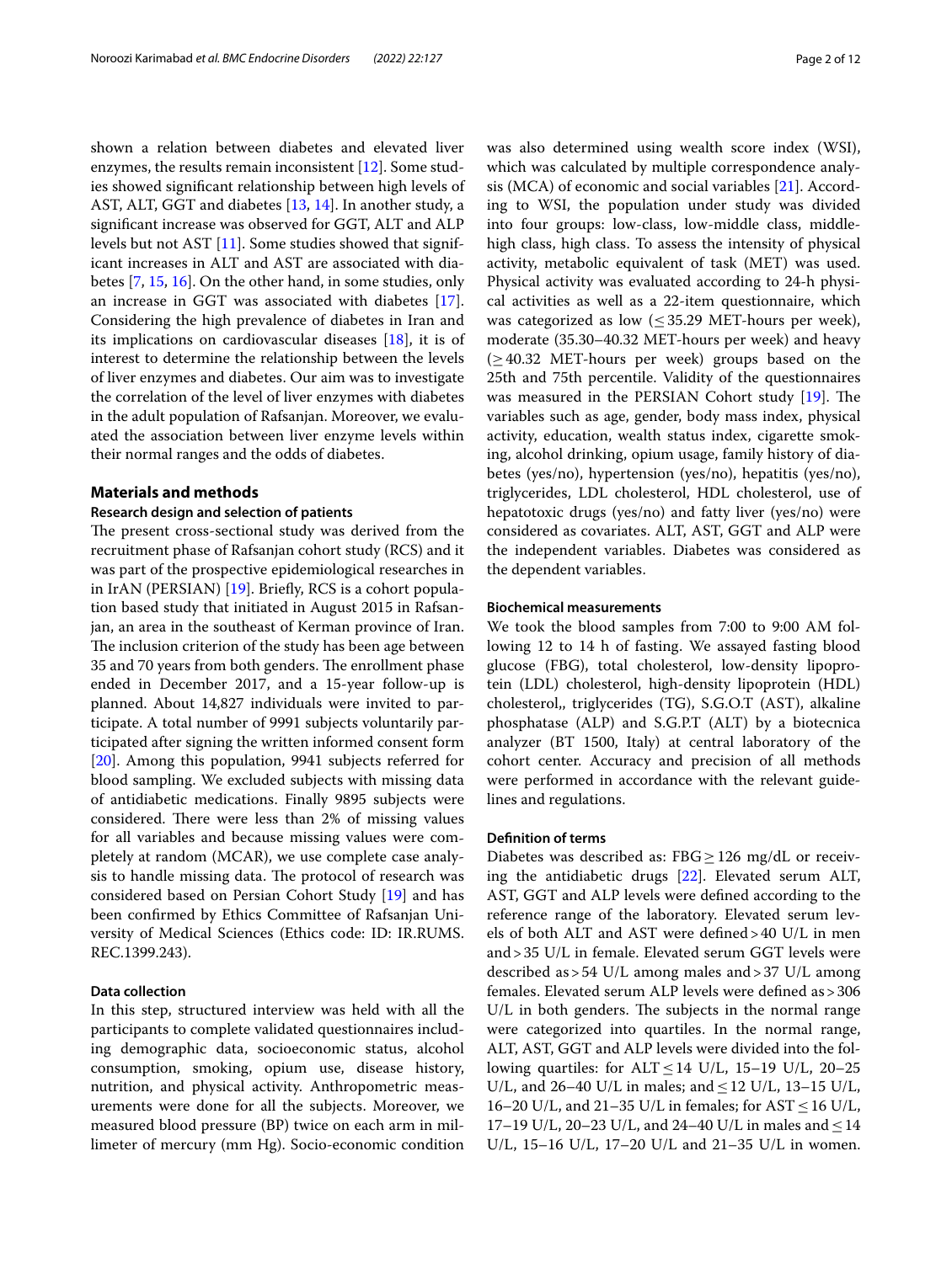shown a relation between diabetes and elevated liver enzymes, the results remain inconsistent [12]. Some studies showed significant relationship between high levels of AST, ALT, GGT and diabetes [13, 14]. In another study, a significant increase was observed for GGT, ALT and ALP levels but not AST [11]. Some studies showed that significant increases in ALT and AST are associated with diabetes [7, 15, 16]. On the other hand, in some studies, only an increase in GGT was associated with diabetes [17]. Considering the high prevalence of diabetes in Iran and its implications on cardiovascular diseases [18], it is of interest to determine the relationship between the levels of liver enzymes and diabetes. Our aim was to investigate the correlation of the level of liver enzymes with diabetes in the adult population of Rafsanjan. Moreover, we evaluated the association between liver enzyme levels within their normal ranges and the odds of diabetes.

## Materials and methods

### Research design and selection of patients

The present cross-sectional study was derived from the recruitment phase of Rafsanjan cohort study (RCS) and it was part of the prospective epidemiological researches in IrAN (PERSIAN) [19]. Briefly, RCS is a cohort population based study that initiated in August 2015 in Rafsanjan, an area in the southeast of Kerman province of Iran. The inclusion criterion of the study has been age between 35 and 70 years from both genders. The enrollment phase ended in December 2017, and a 15-year follow-up is planned. About 14,827 individuals were invited to participate. A total number of 9991 subjects voluntarily participated after signing the written informed consent form [20]. Among this population, 9941 subjects referred for blood sampling. We excluded subjects with missing data of antidiabetic medications. Finally 9895 subjects were considered. There were less than 2% of missing values for all variables and because missing values were completely at random (MCAR), we use complete case analysis to handle missing data. The protocol of research was considered based on Persian Cohort Study [19] and has been confirmed by Ethics Committee of Rafsanjan University of Medical Sciences (Ethics code: ID: IR.RUMS.REC.1399.243).

### Data collection

In this step, structured interview was held with all the participants to complete validated questionnaires including demographic data, socioeconomic status, alcohol consumption, smoking, opium use, disease history, nutrition, and physical activity. Anthropometric measurements were done for all the subjects. Moreover, we measured blood pressure (BP) twice on each arm in millimeter of mercury (mm Hg). Socio-economic condition was also determined using wealth score index (WSI), which was calculated by multiple correspondence analysis (MCA) of economic and social variables [21]. According to WSI, the population under study was divided into four groups: low-class, low-middle class, middle-high class, high class. To assess the intensity of physical activity, metabolic equivalent of task (MET) was used. Physical activity was evaluated according to 24-h physical activities as well as a 22-item questionnaire, which was categorized as low (≤ 35.29 MET-hours per week), moderate (35.30–40.32 MET-hours per week) and heavy (≥ 40.32 MET-hours per week) groups based on the 25th and 75th percentile. Validity of the questionnaires was measured in the PERSIAN Cohort study [19]. The variables such as age, gender, body mass index, physical activity, education, wealth status index, cigarette smoking, alcohol drinking, opium usage, family history of diabetes (yes/no), hypertension (yes/no), hepatitis (yes/no), triglycerides, LDL cholesterol, HDL cholesterol, use of hepatotoxic drugs (yes/no) and fatty liver (yes/no) were considered as covariates. ALT, AST, GGT and ALP were the independent variables. Diabetes was considered as the dependent variables.

### Biochemical measurements

We took the blood samples from 7:00 to 9:00 AM following 12 to 14 h of fasting. We assayed fasting blood glucose (FBG), total cholesterol, low-density lipoprotein (LDL) cholesterol, high-density lipoprotein (HDL) cholesterol,, triglycerides (TG), S.G.O.T (AST), alkaline phosphatase (ALP) and S.G.P.T (ALT) by a biotecnica analyzer (BT 1500, Italy) at central laboratory of the cohort center. Accuracy and precision of all methods were performed in accordance with the relevant guidelines and regulations.

### Definition of terms

Diabetes was described as: FBG ≥ 126 mg/dL or receiving the antidiabetic drugs [22]. Elevated serum ALT, AST, GGT and ALP levels were defined according to the reference range of the laboratory. Elevated serum levels of both ALT and AST were defined > 40 U/L in men and > 35 U/L in female. Elevated serum GGT levels were described as > 54 U/L among males and > 37 U/L among females. Elevated serum ALP levels were defined as > 306 U/L in both genders. The subjects in the normal range were categorized into quartiles. In the normal range, ALT, AST, GGT and ALP levels were divided into the following quartiles: for ALT ≤ 14 U/L, 15–19 U/L, 20–25 U/L, and 26–40 U/L in males; and ≤ 12 U/L, 13–15 U/L, 16–20 U/L, and 21–35 U/L in females; for AST ≤ 16 U/L, 17–19 U/L, 20–23 U/L, and 24–40 U/L in males and ≤ 14 U/L, 15–16 U/L, 17–20 U/L and 21–35 U/L in women.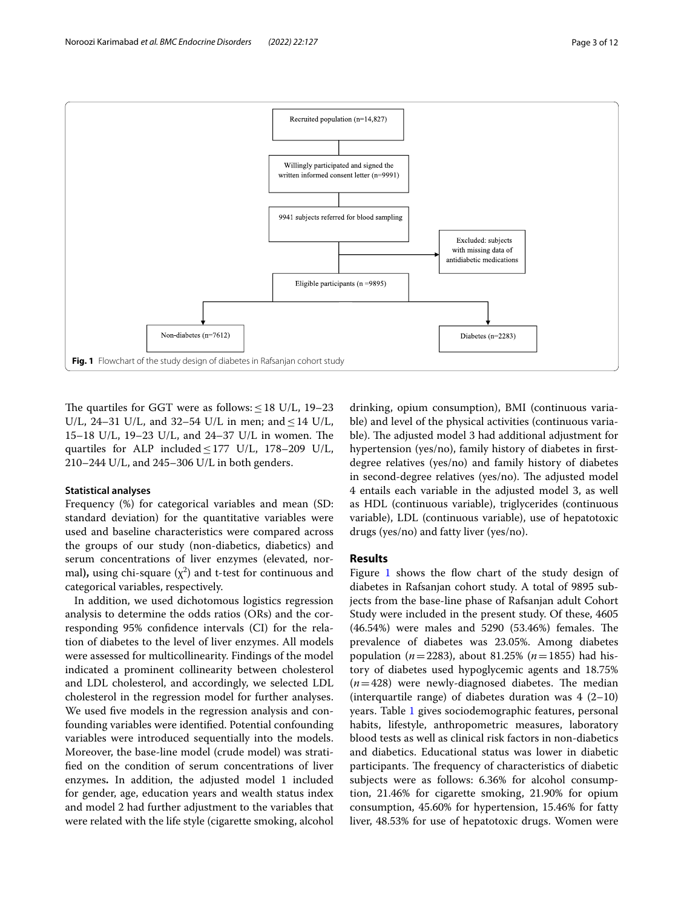Recruited population (n=14,827)

Willingly participated and signed the written informed consent letter (n=9991)

9941 subjects referred for blood sampling

Excluded: subjects with missing data of antidiabetic medications

Eligible participants (n =9895)

Non-diabetes (n=7612)

Diabetes (n=2283)

**Fig. 1** Flowchart of the study design of diabetes in Rafsanjan cohort study

The quartiles for GGT were as follows: ≤ 18 U/L, 19–23 U/L, 24–31 U/L, and 32–54 U/L in men; and ≤ 14 U/L, 15–18 U/L, 19–23 U/L, and 24–37 U/L in women. The quartiles for ALP included ≤ 177 U/L, 178–209 U/L, 210–244 U/L, and 245–306 U/L in both genders.

### Statistical analyses

Frequency (%) for categorical variables and mean (SD: standard deviation) for the quantitative variables were used and baseline characteristics were compared across the groups of our study (non-diabetics, diabetics) and serum concentrations of liver enzymes (elevated, normal)**,** using chi-square ($\chi^2$) and t-test for continuous and categorical variables, respectively.

In addition, we used dichotomous logistics regression analysis to determine the odds ratios (ORs) and the corresponding 95% confidence intervals (CI) for the relation of diabetes to the level of liver enzymes. All models were assessed for multicollinearity. Findings of the model indicated a prominent collinearity between cholesterol and LDL cholesterol, and accordingly, we selected LDL cholesterol in the regression model for further analyses. We used five models in the regression analysis and confounding variables were identified. Potential confounding variables were introduced sequentially into the models. Moreover, the base-line model (crude model) was stratified on the condition of serum concentrations of liver enzymes**.** In addition, the adjusted model 1 included for gender, age, education years and wealth status index and model 2 had further adjustment to the variables that were related with the life style (cigarette smoking, alcohol drinking, opium consumption), BMI (continuous variable) and level of the physical activities (continuous variable). The adjusted model 3 had additional adjustment for hypertension (yes/no), family history of diabetes in first-degree relatives (yes/no) and family history of diabetes in second-degree relatives (yes/no). The adjusted model 4 entails each variable in the adjusted model 3, as well as HDL (continuous variable), triglycerides (continuous variable), LDL (continuous variable), use of hepatotoxic drugs (yes/no) and fatty liver (yes/no).

## Results

Figure 1 shows the flow chart of the study design of diabetes in Rafsanjan cohort study. A total of 9895 subjects from the base-line phase of Rafsanjan adult Cohort Study were included in the present study. Of these, 4605 (46.54%) were males and 5290 (53.46%) females. The prevalence of diabetes was 23.05%. Among diabetes population ($n = 2283$), about 81.25% ($n = 1855$) had history of diabetes used hypoglycemic agents and 18.75% ($n = 428$) were newly-diagnosed diabetes. The median (interquartile range) of diabetes duration was 4 (2–10) years. Table 1 gives sociodemographic features, personal habits, lifestyle, anthropometric measures, laboratory blood tests as well as clinical risk factors in non-diabetics and diabetics. Educational status was lower in diabetic participants. The frequency of characteristics of diabetic subjects were as follows: 6.36% for alcohol consumption, 21.46% for cigarette smoking, 21.90% for opium consumption, 45.60% for hypertension, 15.46% for fatty liver, 48.53% for use of hepatotoxic drugs. Women were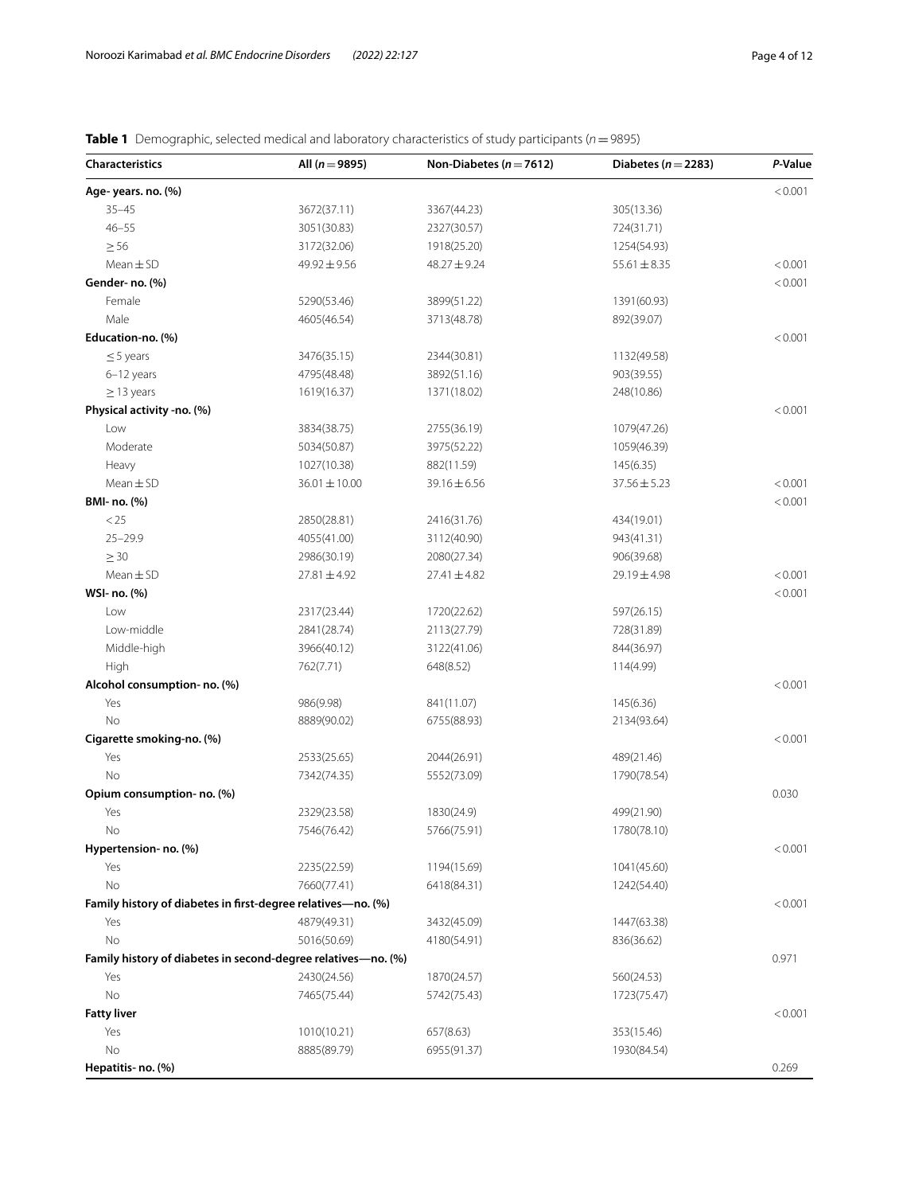**Table 1** Demographic, selected medical and laboratory characteristics of study participants ($n = 9895$)

| Characteristics | All ($n = 9895$) | Non-Diabetes ($n = 7612$) | Diabetes ($n = 2283$) | *P*-Value |
|---|---|---|---|---|
| **Age- years. no. (%)** | | | | < 0.001 |
| 35–45 | 3672(37.11) | 3367(44.23) | 305(13.36) | |
| 46–55 | 3051(30.83) | 2327(30.57) | 724(31.71) | |
| ≥ 56 | 3172(32.06) | 1918(25.20) | 1254(54.93) | |
| Mean ± SD | 49.92 ± 9.56 | 48.27 ± 9.24 | 55.61 ± 8.35 | < 0.001 |
| **Gender- no. (%)** | | | | < 0.001 |
| Female | 5290(53.46) | 3899(51.22) | 1391(60.93) | |
| Male | 4605(46.54) | 3713(48.78) | 892(39.07) | |
| **Education-no. (%)** | | | | < 0.001 |
| ≤ 5 years | 3476(35.15) | 2344(30.81) | 1132(49.58) | |
| 6–12 years | 4795(48.48) | 3892(51.16) | 903(39.55) | |
| ≥ 13 years | 1619(16.37) | 1371(18.02) | 248(10.86) | |
| **Physical activity -no. (%)** | | | | < 0.001 |
| Low | 3834(38.75) | 2755(36.19) | 1079(47.26) | |
| Moderate | 5034(50.87) | 3975(52.22) | 1059(46.39) | |
| Heavy | 1027(10.38) | 882(11.59) | 145(6.35) | |
| Mean ± SD | 36.01 ± 10.00 | 39.16 ± 6.56 | 37.56 ± 5.23 | < 0.001 |
| **BMI- no. (%)** | | | | < 0.001 |
| < 25 | 2850(28.81) | 2416(31.76) | 434(19.01) | |
| 25–29.9 | 4055(41.00) | 3112(40.90) | 943(41.31) | |
| ≥ 30 | 2986(30.19) | 2080(27.34) | 906(39.68) | |
| Mean ± SD | 27.81 ± 4.92 | 27.41 ± 4.82 | 29.19 ± 4.98 | < 0.001 |
| **WSI- no. (%)** | | | | < 0.001 |
| Low | 2317(23.44) | 1720(22.62) | 597(26.15) | |
| Low-middle | 2841(28.74) | 2113(27.79) | 728(31.89) | |
| Middle-high | 3966(40.12) | 3122(41.06) | 844(36.97) | |
| High | 762(7.71) | 648(8.52) | 114(4.99) | |
| **Alcohol consumption- no. (%)** | | | | < 0.001 |
| Yes | 986(9.98) | 841(11.07) | 145(6.36) | |
| No | 8889(90.02) | 6755(88.93) | 2134(93.64) | |
| **Cigarette smoking-no. (%)** | | | | < 0.001 |
| Yes | 2533(25.65) | 2044(26.91) | 489(21.46) | |
| No | 7342(74.35) | 5552(73.09) | 1790(78.54) | |
| **Opium consumption- no. (%)** | | | | 0.030 |
| Yes | 2329(23.58) | 1830(24.9) | 499(21.90) | |
| No | 7546(76.42) | 5766(75.91) | 1780(78.10) | |
| **Hypertension- no. (%)** | | | | < 0.001 |
| Yes | 2235(22.59) | 1194(15.69) | 1041(45.60) | |
| No | 7660(77.41) | 6418(84.31) | 1242(54.40) | |
| **Family history of diabetes in first-degree relatives—no. (%)** | | | | < 0.001 |
| Yes | 4879(49.31) | 3432(45.09) | 1447(63.38) | |
| No | 5016(50.69) | 4180(54.91) | 836(36.62) | |
| **Family history of diabetes in second-degree relatives—no. (%)** | | | | 0.971 |
| Yes | 2430(24.56) | 1870(24.57) | 560(24.53) | |
| No | 7465(75.44) | 5742(75.43) | 1723(75.47) | |
| **Fatty liver** | | | | < 0.001 |
| Yes | 1010(10.21) | 657(8.63) | 353(15.46) | |
| No | 8885(89.79) | 6955(91.37) | 1930(84.54) | |
| **Hepatitis- no. (%)** | | | | 0.269 |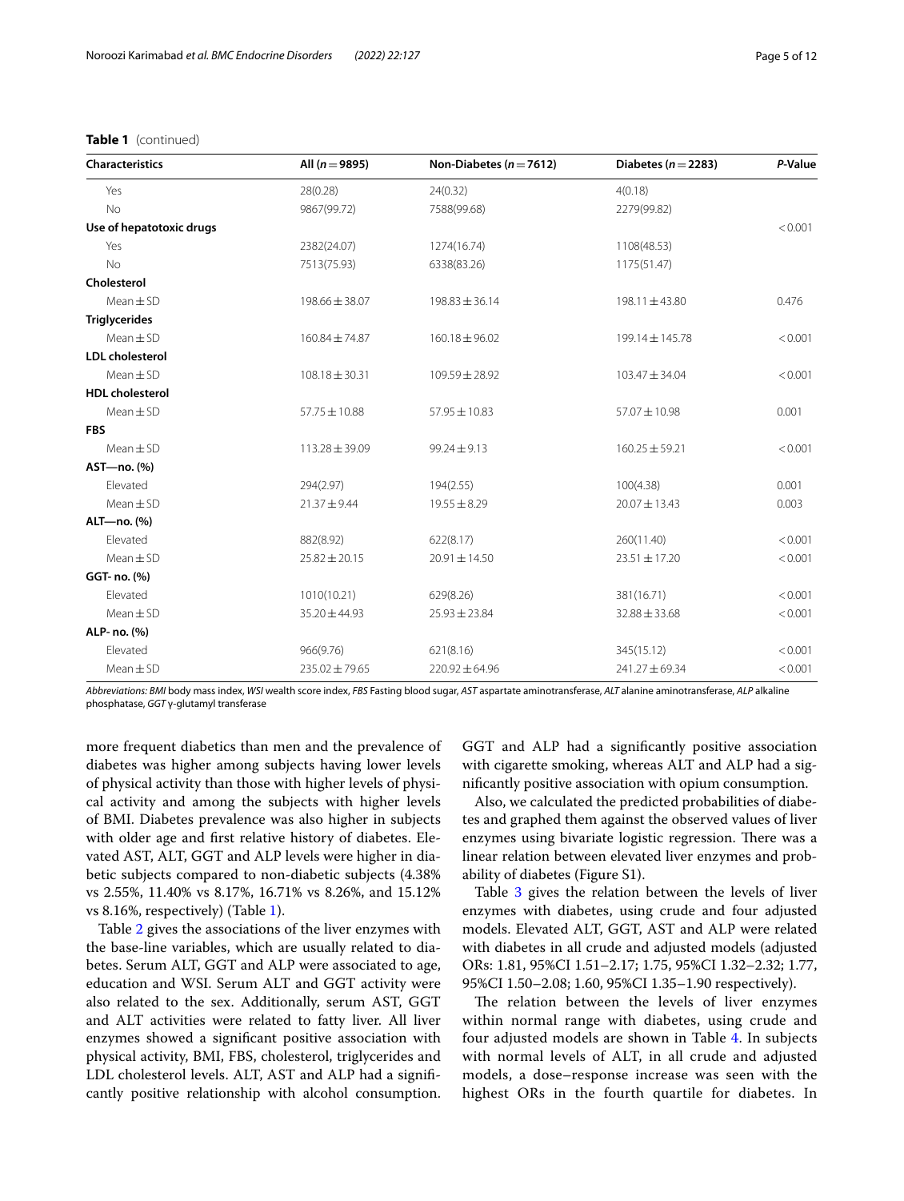**Table 1** (continued)

| Characteristics | All (*n* = 9895) | Non-Diabetes (*n* = 7612) | Diabetes (*n* = 2283) | *P*-Value |
|---|---|---|---|---|
| Yes | 28(0.28) | 24(0.32) | 4(0.18) | |
| No | 9867(99.72) | 7588(99.68) | 2279(99.82) | |
| **Use of hepatotoxic drugs** | | | | < 0.001 |
| Yes | 2382(24.07) | 1274(16.74) | 1108(48.53) | |
| No | 7513(75.93) | 6338(83.26) | 1175(51.47) | |
| **Cholesterol** | | | | |
| Mean ± SD | 198.66 ± 38.07 | 198.83 ± 36.14 | 198.11 ± 43.80 | 0.476 |
| **Triglycerides** | | | | |
| Mean ± SD | 160.84 ± 74.87 | 160.18 ± 96.02 | 199.14 ± 145.78 | < 0.001 |
| **LDL cholesterol** | | | | |
| Mean ± SD | 108.18 ± 30.31 | 109.59 ± 28.92 | 103.47 ± 34.04 | < 0.001 |
| **HDL cholesterol** | | | | |
| Mean ± SD | 57.75 ± 10.88 | 57.95 ± 10.83 | 57.07 ± 10.98 | 0.001 |
| **FBS** | | | | |
| Mean ± SD | 113.28 ± 39.09 | 99.24 ± 9.13 | 160.25 ± 59.21 | < 0.001 |
| **AST—no. (%)** | | | | |
| Elevated | 294(2.97) | 194(2.55) | 100(4.38) | 0.001 |
| Mean ± SD | 21.37 ± 9.44 | 19.55 ± 8.29 | 20.07 ± 13.43 | 0.003 |
| **ALT—no. (%)** | | | | |
| Elevated | 882(8.92) | 622(8.17) | 260(11.40) | < 0.001 |
| Mean ± SD | 25.82 ± 20.15 | 20.91 ± 14.50 | 23.51 ± 17.20 | < 0.001 |
| **GGT- no. (%)** | | | | |
| Elevated | 1010(10.21) | 629(8.26) | 381(16.71) | < 0.001 |
| Mean ± SD | 35.20 ± 44.93 | 25.93 ± 23.84 | 32.88 ± 33.68 | < 0.001 |
| **ALP- no. (%)** | | | | |
| Elevated | 966(9.76) | 621(8.16) | 345(15.12) | < 0.001 |
| Mean ± SD | 235.02 ± 79.65 | 220.92 ± 64.96 | 241.27 ± 69.34 | < 0.001 |

*Abbreviations: BMI* body mass index, *WSI* wealth score index, *FBS* Fasting blood sugar, *AST* aspartate aminotransferase, *ALT* alanine aminotransferase, *ALP* alkaline phosphatase, *GGT* γ-glutamyl transferase

more frequent diabetics than men and the prevalence of diabetes was higher among subjects having lower levels of physical activity than those with higher levels of physical activity and among the subjects with higher levels of BMI. Diabetes prevalence was also higher in subjects with older age and first relative history of diabetes. Elevated AST, ALT, GGT and ALP levels were higher in diabetic subjects compared to non-diabetic subjects (4.38% vs 2.55%, 11.40% vs 8.17%, 16.71% vs 8.26%, and 15.12% vs 8.16%, respectively) (Table 1).

Table 2 gives the associations of the liver enzymes with the base-line variables, which are usually related to diabetes. Serum ALT, GGT and ALP were associated to age, education and WSI. Serum ALT and GGT activity were also related to the sex. Additionally, serum AST, GGT and ALT activities were related to fatty liver. All liver enzymes showed a significant positive association with physical activity, BMI, FBS, cholesterol, triglycerides and LDL cholesterol levels. ALT, AST and ALP had a significantly positive relationship with alcohol consumption. GGT and ALP had a significantly positive association with cigarette smoking, whereas ALT and ALP had a significantly positive association with opium consumption.

Also, we calculated the predicted probabilities of diabetes and graphed them against the observed values of liver enzymes using bivariate logistic regression. There was a linear relation between elevated liver enzymes and probability of diabetes (Figure S1).

Table 3 gives the relation between the levels of liver enzymes with diabetes, using crude and four adjusted models. Elevated ALT, GGT, AST and ALP were related with diabetes in all crude and adjusted models (adjusted ORs: 1.81, 95%CI 1.51–2.17; 1.75, 95%CI 1.32–2.32; 1.77, 95%CI 1.50–2.08; 1.60, 95%CI 1.35–1.90 respectively).

The relation between the levels of liver enzymes within normal range with diabetes, using crude and four adjusted models are shown in Table 4. In subjects with normal levels of ALT, in all crude and adjusted models, a dose–response increase was seen with the highest ORs in the fourth quartile for diabetes. In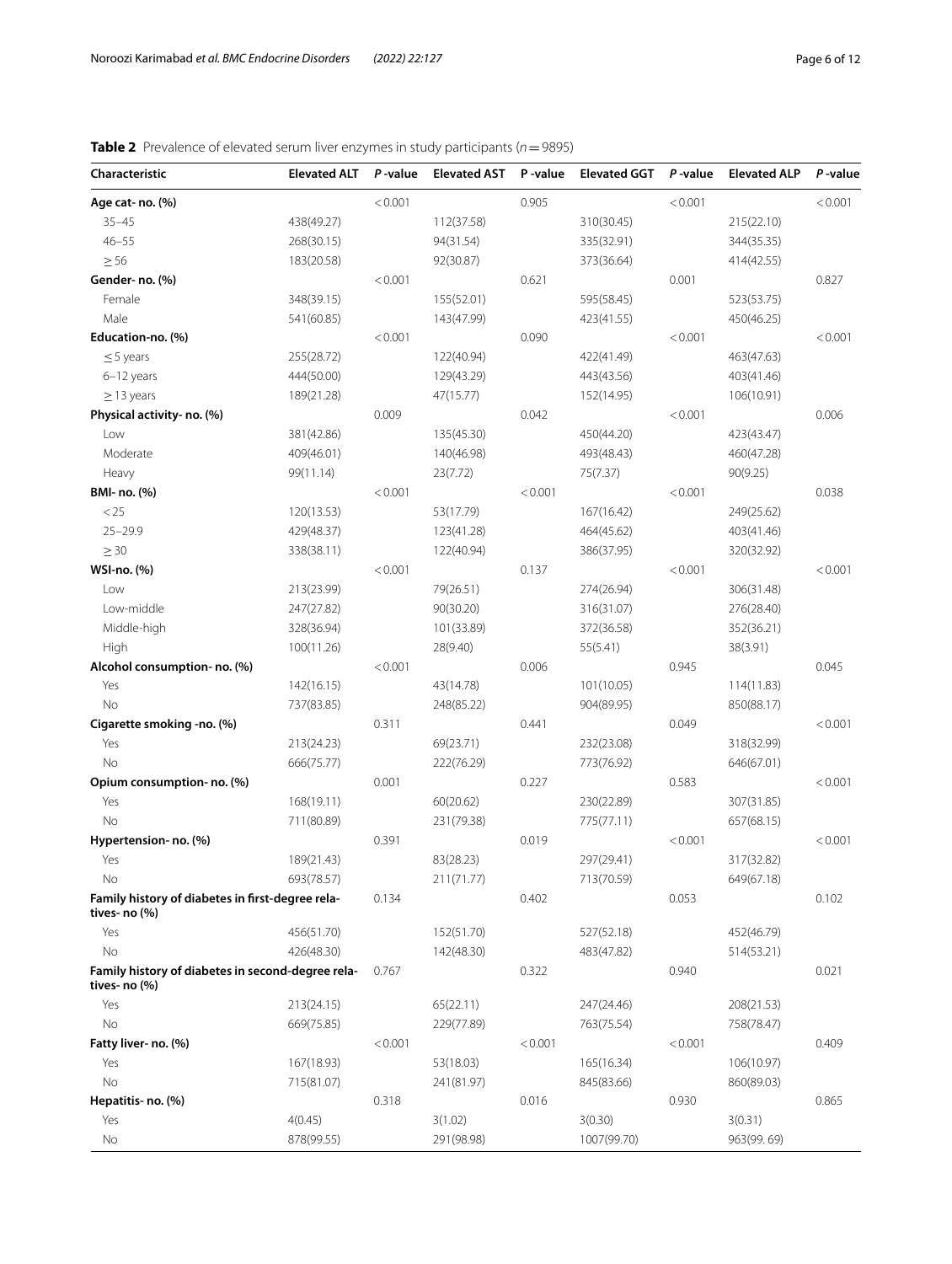**Table 2** Prevalence of elevated serum liver enzymes in study participants ($n = 9895$)

| Characteristic | Elevated ALT | *P*-value | Elevated AST | P-value | Elevated GGT | *P*-value | Elevated ALP | *P*-value |
|---|---|---|---|---|---|---|---|---|
| **Age cat- no. (%)** | | < 0.001 | | 0.905 | | < 0.001 | | < 0.001 |
| 35–45 | 438(49.27) | | 112(37.58) | | 310(30.45) | | 215(22.10) | |
| 46–55 | 268(30.15) | | 94(31.54) | | 335(32.91) | | 344(35.35) | |
| ≥ 56 | 183(20.58) | | 92(30.87) | | 373(36.64) | | 414(42.55) | |
| **Gender- no. (%)** | | < 0.001 | | 0.621 | | 0.001 | | 0.827 |
| Female | 348(39.15) | | 155(52.01) | | 595(58.45) | | 523(53.75) | |
| Male | 541(60.85) | | 143(47.99) | | 423(41.55) | | 450(46.25) | |
| **Education-no. (%)** | | < 0.001 | | 0.090 | | < 0.001 | | < 0.001 |
| ≤ 5 years | 255(28.72) | | 122(40.94) | | 422(41.49) | | 463(47.63) | |
| 6–12 years | 444(50.00) | | 129(43.29) | | 443(43.56) | | 403(41.46) | |
| ≥ 13 years | 189(21.28) | | 47(15.77) | | 152(14.95) | | 106(10.91) | |
| **Physical activity- no. (%)** | | 0.009 | | 0.042 | | < 0.001 | | 0.006 |
| Low | 381(42.86) | | 135(45.30) | | 450(44.20) | | 423(43.47) | |
| Moderate | 409(46.01) | | 140(46.98) | | 493(48.43) | | 460(47.28) | |
| Heavy | 99(11.14) | | 23(7.72) | | 75(7.37) | | 90(9.25) | |
| **BMI- no. (%)** | | < 0.001 | | < 0.001 | | < 0.001 | | 0.038 |
| < 25 | 120(13.53) | | 53(17.79) | | 167(16.42) | | 249(25.62) | |
| 25–29.9 | 429(48.37) | | 123(41.28) | | 464(45.62) | | 403(41.46) | |
| ≥ 30 | 338(38.11) | | 122(40.94) | | 386(37.95) | | 320(32.92) | |
| **WSI-no. (%)** | | < 0.001 | | 0.137 | | < 0.001 | | < 0.001 |
| Low | 213(23.99) | | 79(26.51) | | 274(26.94) | | 306(31.48) | |
| Low-middle | 247(27.82) | | 90(30.20) | | 316(31.07) | | 276(28.40) | |
| Middle-high | 328(36.94) | | 101(33.89) | | 372(36.58) | | 352(36.21) | |
| High | 100(11.26) | | 28(9.40) | | 55(5.41) | | 38(3.91) | |
| **Alcohol consumption- no. (%)** | | < 0.001 | | 0.006 | | 0.945 | | 0.045 |
| Yes | 142(16.15) | | 43(14.78) | | 101(10.05) | | 114(11.83) | |
| No | 737(83.85) | | 248(85.22) | | 904(89.95) | | 850(88.17) | |
| **Cigarette smoking -no. (%)** | | 0.311 | | 0.441 | | 0.049 | | < 0.001 |
| Yes | 213(24.23) | | 69(23.71) | | 232(23.08) | | 318(32.99) | |
| No | 666(75.77) | | 222(76.29) | | 773(76.92) | | 646(67.01) | |
| **Opium consumption- no. (%)** | | 0.001 | | 0.227 | | 0.583 | | < 0.001 |
| Yes | 168(19.11) | | 60(20.62) | | 230(22.89) | | 307(31.85) | |
| No | 711(80.89) | | 231(79.38) | | 775(77.11) | | 657(68.15) | |
| **Hypertension- no. (%)** | | 0.391 | | 0.019 | | < 0.001 | | < 0.001 |
| Yes | 189(21.43) | | 83(28.23) | | 297(29.41) | | 317(32.82) | |
| No | 693(78.57) | | 211(71.77) | | 713(70.59) | | 649(67.18) | |
| **Family history of diabetes in first-degree relatives- no (%)** | | 0.134 | | 0.402 | | 0.053 | | 0.102 |
| Yes | 456(51.70) | | 152(51.70) | | 527(52.18) | | 452(46.79) | |
| No | 426(48.30) | | 142(48.30) | | 483(47.82) | | 514(53.21) | |
| **Family history of diabetes in second-degree relatives- no (%)** | | 0.767 | | 0.322 | | 0.940 | | 0.021 |
| Yes | 213(24.15) | | 65(22.11) | | 247(24.46) | | 208(21.53) | |
| No | 669(75.85) | | 229(77.89) | | 763(75.54) | | 758(78.47) | |
| **Fatty liver- no. (%)** | | < 0.001 | | < 0.001 | | < 0.001 | | 0.409 |
| Yes | 167(18.93) | | 53(18.03) | | 165(16.34) | | 106(10.97) | |
| No | 715(81.07) | | 241(81.97) | | 845(83.66) | | 860(89.03) | |
| **Hepatitis- no. (%)** | | 0.318 | | 0.016 | | 0.930 | | 0.865 |
| Yes | 4(0.45) | | 3(1.02) | | 3(0.30) | | 3(0.31) | |
| No | 878(99.55) | | 291(98.98) | | 1007(99.70) | | 963(99. 69) | |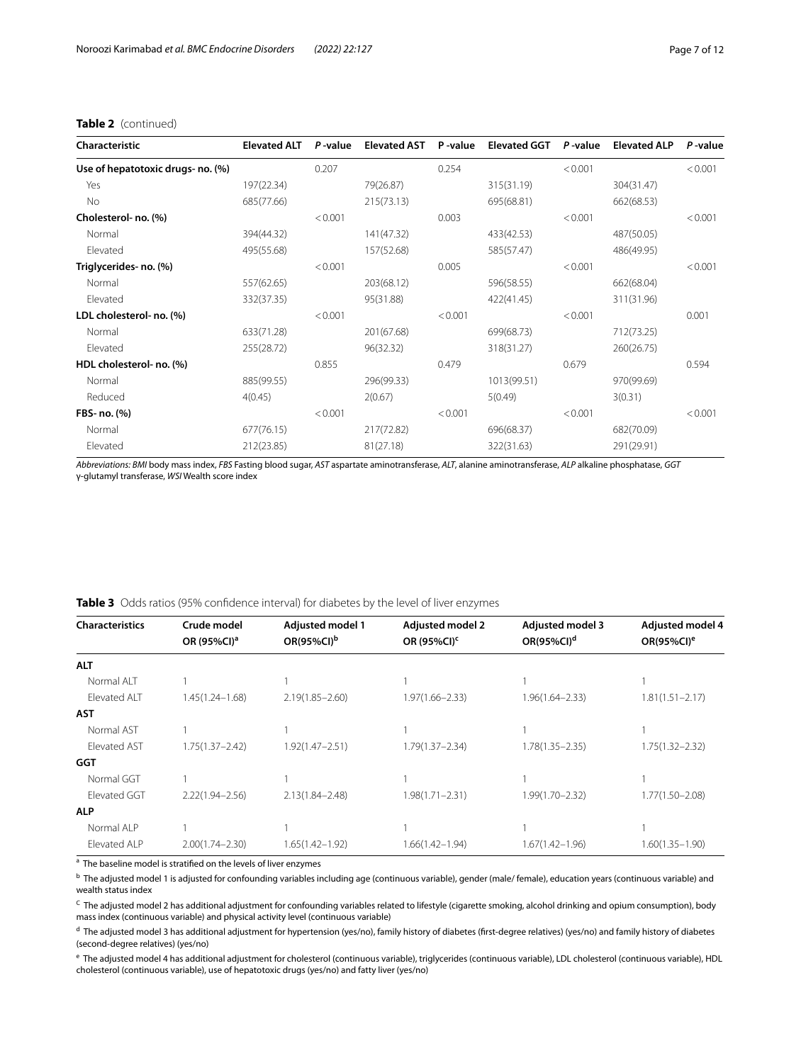**Table 2** (continued)

| Characteristic | Elevated ALT | *P*-value | Elevated AST | P-value | Elevated GGT | *P*-value | Elevated ALP | *P*-value |
|---|---|---|---|---|---|---|---|---|
| **Use of hepatotoxic drugs- no. (%)** | | 0.207 | | 0.254 | | < 0.001 | | < 0.001 |
| Yes | 197(22.34) | | 79(26.87) | | 315(31.19) | | 304(31.47) | |
| No | 685(77.66) | | 215(73.13) | | 695(68.81) | | 662(68.53) | |
| **Cholesterol- no. (%)** | | < 0.001 | | 0.003 | | < 0.001 | | < 0.001 |
| Normal | 394(44.32) | | 141(47.32) | | 433(42.53) | | 487(50.05) | |
| Elevated | 495(55.68) | | 157(52.68) | | 585(57.47) | | 486(49.95) | |
| **Triglycerides- no. (%)** | | < 0.001 | | 0.005 | | < 0.001 | | < 0.001 |
| Normal | 557(62.65) | | 203(68.12) | | 596(58.55) | | 662(68.04) | |
| Elevated | 332(37.35) | | 95(31.88) | | 422(41.45) | | 311(31.96) | |
| **LDL cholesterol- no. (%)** | | < 0.001 | | < 0.001 | | < 0.001 | | 0.001 |
| Normal | 633(71.28) | | 201(67.68) | | 699(68.73) | | 712(73.25) | |
| Elevated | 255(28.72) | | 96(32.32) | | 318(31.27) | | 260(26.75) | |
| **HDL cholesterol- no. (%)** | | 0.855 | | 0.479 | | 0.679 | | 0.594 |
| Normal | 885(99.55) | | 296(99.33) | | 1013(99.51) | | 970(99.69) | |
| Reduced | 4(0.45) | | 2(0.67) | | 5(0.49) | | 3(0.31) | |
| **FBS- no. (%)** | | < 0.001 | | < 0.001 | | < 0.001 | | < 0.001 |
| Normal | 677(76.15) | | 217(72.82) | | 696(68.37) | | 682(70.09) | |
| Elevated | 212(23.85) | | 81(27.18) | | 322(31.63) | | 291(29.91) | |

*Abbreviations: BMI* body mass index, *FBS* Fasting blood sugar, *AST* aspartate aminotransferase, *ALT*, alanine aminotransferase, *ALP* alkaline phosphatase, *GGT* γ-glutamyl transferase, *WSI* Wealth score index

**Table 3** Odds ratios (95% confidence interval) for diabetes by the level of liver enzymes

| Characteristics | Crude model OR (95%CI)[a] | Adjusted model 1 OR(95%CI)[b] | Adjusted model 2 OR (95%CI)[c] | Adjusted model 3 OR(95%CI)[d] | Adjusted model 4 OR(95%CI)[e] |
|---|---|---|---|---|---|
| **ALT** | | | | | |
| Normal ALT | 1 | 1 | 1 | 1 | 1 |
| Elevated ALT | 1.45(1.24–1.68) | 2.19(1.85–2.60) | 1.97(1.66–2.33) | 1.96(1.64–2.33) | 1.81(1.51–2.17) |
| **AST** | | | | | |
| Normal AST | 1 | 1 | 1 | 1 | 1 |
| Elevated AST | 1.75(1.37–2.42) | 1.92(1.47–2.51) | 1.79(1.37–2.34) | 1.78(1.35–2.35) | 1.75(1.32–2.32) |
| **GGT** | | | | | |
| Normal GGT | 1 | 1 | 1 | 1 | 1 |
| Elevated GGT | 2.22(1.94–2.56) | 2.13(1.84–2.48) | 1.98(1.71–2.31) | 1.99(1.70–2.32) | 1.77(1.50–2.08) |
| **ALP** | | | | | |
| Normal ALP | 1 | 1 | 1 | 1 | 1 |
| Elevated ALP | 2.00(1.74–2.30) | 1.65(1.42–1.92) | 1.66(1.42–1.94) | 1.67(1.42–1.96) | 1.60(1.35–1.90) |

[a] The baseline model is stratified on the levels of liver enzymes

[b] The adjusted model 1 is adjusted for confounding variables including age (continuous variable), gender (male/ female), education years (continuous variable) and wealth status index

[c] The adjusted model 2 has additional adjustment for confounding variables related to lifestyle (cigarette smoking, alcohol drinking and opium consumption), body mass index (continuous variable) and physical activity level (continuous variable)

[d] The adjusted model 3 has additional adjustment for hypertension (yes/no), family history of diabetes (first-degree relatives) (yes/no) and family history of diabetes (second-degree relatives) (yes/no)

[e] The adjusted model 4 has additional adjustment for cholesterol (continuous variable), triglycerides (continuous variable), LDL cholesterol (continuous variable), HDL cholesterol (continuous variable), use of hepatotoxic drugs (yes/no) and fatty liver (yes/no)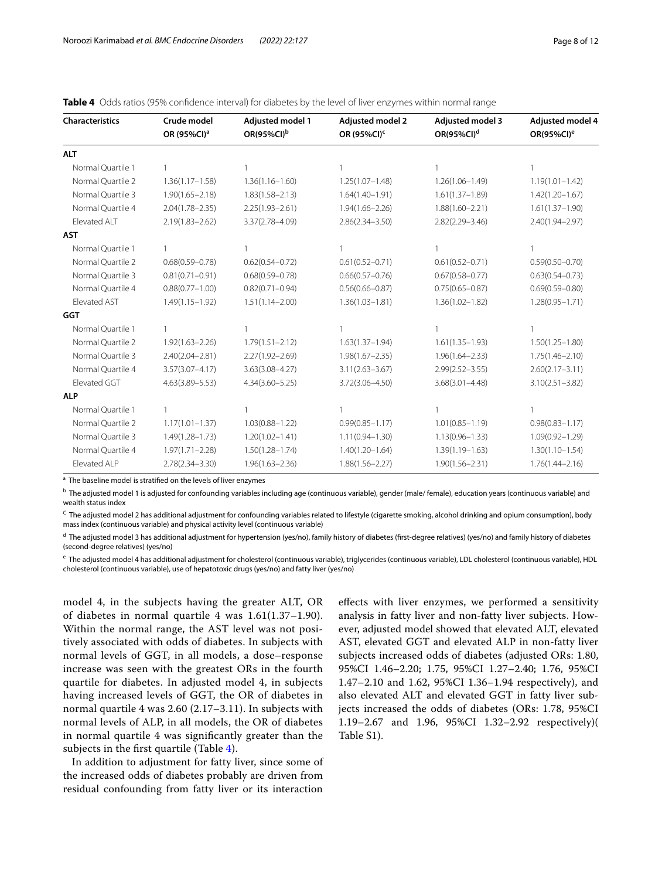**Table 4** Odds ratios (95% confidence interval) for diabetes by the level of liver enzymes within normal range

| Characteristics | Crude model OR (95%CI)[a] | Adjusted model 1 OR(95%CI)[b] | Adjusted model 2 OR (95%CI)[c] | Adjusted model 3 OR(95%CI)[d] | Adjusted model 4 OR(95%CI)[e] |
|---|---|---|---|---|---|
| **ALT** | | | | | |
| Normal Quartile 1 | 1 | 1 | 1 | 1 | 1 |
| Normal Quartile 2 | 1.36(1.17–1.58) | 1.36(1.16–1.60) | 1.25(1.07–1.48) | 1.26(1.06–1.49) | 1.19(1.01–1.42) |
| Normal Quartile 3 | 1.90(1.65–2.18) | 1.83(1.58–2.13) | 1.64(1.40–1.91) | 1.61(1.37–1.89) | 1.42(1.20–1.67) |
| Normal Quartile 4 | 2.04(1.78–2.35) | 2.25(1.93–2.61) | 1.94(1.66–2.26) | 1.88(1.60–2.21) | 1.61(1.37–1.90) |
| Elevated ALT | 2.19(1.83–2.62) | 3.37(2.78–4.09) | 2.86(2.34–3.50) | 2.82(2.29–3.46) | 2.40(1.94–2.97) |
| **AST** | | | | | |
| Normal Quartile 1 | 1 | 1 | 1 | 1 | 1 |
| Normal Quartile 2 | 0.68(0.59–0.78) | 0.62(0.54–0.72) | 0.61(0.52–0.71) | 0.61(0.52–0.71) | 0.59(0.50–0.70) |
| Normal Quartile 3 | 0.81(0.71–0.91) | 0.68(0.59–0.78) | 0.66(0.57–0.76) | 0.67(0.58–0.77) | 0.63(0.54–0.73) |
| Normal Quartile 4 | 0.88(0.77–1.00) | 0.82(0.71–0.94) | 0.56(0.66–0.87) | 0.75(0.65–0.87) | 0.69(0.59–0.80) |
| Elevated AST | 1.49(1.15–1.92) | 1.51(1.14–2.00) | 1.36(1.03–1.81) | 1.36(1.02–1.82) | 1.28(0.95–1.71) |
| **GGT** | | | | | |
| Normal Quartile 1 | 1 | 1 | 1 | 1 | 1 |
| Normal Quartile 2 | 1.92(1.63–2.26) | 1.79(1.51–2.12) | 1.63(1.37–1.94) | 1.61(1.35–1.93) | 1.50(1.25–1.80) |
| Normal Quartile 3 | 2.40(2.04–2.81) | 2.27(1.92–2.69) | 1.98(1.67–2.35) | 1.96(1.64–2.33) | 1.75(1.46–2.10) |
| Normal Quartile 4 | 3.57(3.07–4.17) | 3.63(3.08–4.27) | 3.11(2.63–3.67) | 2.99(2.52–3.55) | 2.60(2.17–3.11) |
| Elevated GGT | 4.63(3.89–5.53) | 4.34(3.60–5.25) | 3.72(3.06–4.50) | 3.68(3.01–4.48) | 3.10(2.51–3.82) |
| **ALP** | | | | | |
| Normal Quartile 1 | 1 | 1 | 1 | 1 | 1 |
| Normal Quartile 2 | 1.17(1.01–1.37) | 1.03(0.88–1.22) | 0.99(0.85–1.17) | 1.01(0.85–1.19) | 0.98(0.83–1.17) |
| Normal Quartile 3 | 1.49(1.28–1.73) | 1.20(1.02–1.41) | 1.11(0.94–1.30) | 1.13(0.96–1.33) | 1.09(0.92–1.29) |
| Normal Quartile 4 | 1.97(1.71–2.28) | 1.50(1.28–1.74) | 1.40(1.20–1.64) | 1.39(1.19–1.63) | 1.30(1.10–1.54) |
| Elevated ALP | 2.78(2.34–3.30) | 1.96(1.63–2.36) | 1.88(1.56–2.27) | 1.90(1.56–2.31) | 1.76(1.44–2.16) |

[a] The baseline model is stratified on the levels of liver enzymes

[b] The adjusted model 1 is adjusted for confounding variables including age (continuous variable), gender (male/ female), education years (continuous variable) and wealth status index

[c] The adjusted model 2 has additional adjustment for confounding variables related to lifestyle (cigarette smoking, alcohol drinking and opium consumption), body mass index (continuous variable) and physical activity level (continuous variable)

[d] The adjusted model 3 has additional adjustment for hypertension (yes/no), family history of diabetes (first-degree relatives) (yes/no) and family history of diabetes (second-degree relatives) (yes/no)

[e] The adjusted model 4 has additional adjustment for cholesterol (continuous variable), triglycerides (continuous variable), LDL cholesterol (continuous variable), HDL cholesterol (continuous variable), use of hepatotoxic drugs (yes/no) and fatty liver (yes/no)

model 4, in the subjects having the greater ALT, OR of diabetes in normal quartile 4 was 1.61(1.37–1.90). Within the normal range, the AST level was not positively associated with odds of diabetes. In subjects with normal levels of GGT, in all models, a dose–response increase was seen with the greatest ORs in the fourth quartile for diabetes. In adjusted model 4, in subjects having increased levels of GGT, the OR of diabetes in normal quartile 4 was 2.60 (2.17–3.11). In subjects with normal levels of ALP, in all models, the OR of diabetes in normal quartile 4 was significantly greater than the subjects in the first quartile (Table 4).

In addition to adjustment for fatty liver, since some of the increased odds of diabetes probably are driven from residual confounding from fatty liver or its interaction effects with liver enzymes, we performed a sensitivity analysis in fatty liver and non-fatty liver subjects. However, adjusted model showed that elevated ALT, elevated AST, elevated GGT and elevated ALP in non-fatty liver subjects increased odds of diabetes (adjusted ORs: 1.80, 95%CI 1.46–2.20; 1.75, 95%CI 1.27–2.40; 1.76, 95%CI 1.47–2.10 and 1.62, 95%CI 1.36–1.94 respectively), and also elevated ALT and elevated GGT in fatty liver subjects increased the odds of diabetes (ORs: 1.78, 95%CI 1.19–2.67 and 1.96, 95%CI 1.32–2.92 respectively)( Table S1).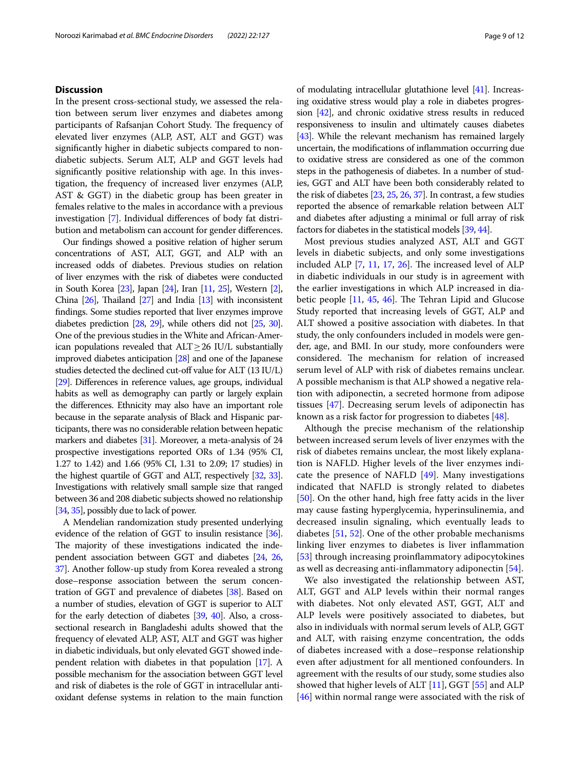## Discussion

In the present cross-sectional study, we assessed the relation between serum liver enzymes and diabetes among participants of Rafsanjan Cohort Study. The frequency of elevated liver enzymes (ALP, AST, ALT and GGT) was significantly higher in diabetic subjects compared to non-diabetic subjects. Serum ALT, ALP and GGT levels had significantly positive relationship with age. In this investigation, the frequency of increased liver enzymes (ALP, AST & GGT) in the diabetic group has been greater in females relative to the males in accordance with a previous investigation [7]. Individual differences of body fat distribution and metabolism can account for gender differences.

Our findings showed a positive relation of higher serum concentrations of AST, ALT, GGT, and ALP with an increased odds of diabetes. Previous studies on relation of liver enzymes with the risk of diabetes were conducted in South Korea [23], Japan [24], Iran [11, 25], Western [2], China [26], Thailand [27] and India [13] with inconsistent findings. Some studies reported that liver enzymes improve diabetes prediction [28, 29], while others did not [25, 30]. One of the previous studies in the White and African-American populations revealed that ALT $\geq$ 26 IU/L substantially improved diabetes anticipation [28] and one of the Japanese studies detected the declined cut-off value for ALT (13 IU/L) [29]. Differences in reference values, age groups, individual habits as well as demography can partly or largely explain the differences. Ethnicity may also have an important role because in the separate analysis of Black and Hispanic participants, there was no considerable relation between hepatic markers and diabetes [31]. Moreover, a meta-analysis of 24 prospective investigations reported ORs of 1.34 (95% CI, 1.27 to 1.42) and 1.66 (95% CI, 1.31 to 2.09; 17 studies) in the highest quartile of GGT and ALT, respectively [32, 33]. Investigations with relatively small sample size that ranged between 36 and 208 diabetic subjects showed no relationship [34, 35], possibly due to lack of power.

A Mendelian randomization study presented underlying evidence of the relation of GGT to insulin resistance [36]. The majority of these investigations indicated the independent association between GGT and diabetes [24, 26, 37]. Another follow-up study from Korea revealed a strong dose–response association between the serum concentration of GGT and prevalence of diabetes [38]. Based on a number of studies, elevation of GGT is superior to ALT for the early detection of diabetes [39, 40]. Also, a cross-sectional research in Bangladeshi adults showed that the frequency of elevated ALP, AST, ALT and GGT was higher in diabetic individuals, but only elevated GGT showed independent relation with diabetes in that population [17]. A possible mechanism for the association between GGT level and risk of diabetes is the role of GGT in intracellular antioxidant defense systems in relation to the main function of modulating intracellular glutathione level [41]. Increasing oxidative stress would play a role in diabetes progression [42], and chronic oxidative stress results in reduced responsiveness to insulin and ultimately causes diabetes [43]. While the relevant mechanism has remained largely uncertain, the modifications of inflammation occurring due to oxidative stress are considered as one of the common steps in the pathogenesis of diabetes. In a number of studies, GGT and ALT have been both considerably related to the risk of diabetes [23, 25, 26, 37]. In contrast, a few studies reported the absence of remarkable relation between ALT and diabetes after adjusting a minimal or full array of risk factors for diabetes in the statistical models [39, 44].

Most previous studies analyzed AST, ALT and GGT levels in diabetic subjects, and only some investigations included ALP [7, 11, 17, 26]. The increased level of ALP in diabetic individuals in our study is in agreement with the earlier investigations in which ALP increased in diabetic people [11, 45, 46]. The Tehran Lipid and Glucose Study reported that increasing levels of GGT, ALP and ALT showed a positive association with diabetes. In that study, the only confounders included in models were gender, age, and BMI. In our study, more confounders were considered. The mechanism for relation of increased serum level of ALP with risk of diabetes remains unclear. A possible mechanism is that ALP showed a negative relation with adiponectin, a secreted hormone from adipose tissues [47]. Decreasing serum levels of adiponectin has known as a risk factor for progression to diabetes [48].

Although the precise mechanism of the relationship between increased serum levels of liver enzymes with the risk of diabetes remains unclear, the most likely explanation is NAFLD. Higher levels of the liver enzymes indicate the presence of NAFLD [49]. Many investigations indicated that NAFLD is strongly related to diabetes [50]. On the other hand, high free fatty acids in the liver may cause fasting hyperglycemia, hyperinsulinemia, and decreased insulin signaling, which eventually leads to diabetes [51, 52]. One of the other probable mechanisms linking liver enzymes to diabetes is liver inflammation [53] through increasing proinflammatory adipocytokines as well as decreasing anti-inflammatory adiponectin [54].

We also investigated the relationship between AST, ALT, GGT and ALP levels within their normal ranges with diabetes. Not only elevated AST, GGT, ALT and ALP levels were positively associated to diabetes, but also in individuals with normal serum levels of ALP, GGT and ALT, with raising enzyme concentration, the odds of diabetes increased with a dose–response relationship even after adjustment for all mentioned confounders. In agreement with the results of our study, some studies also showed that higher levels of ALT [11], GGT [55] and ALP [46] within normal range were associated with the risk of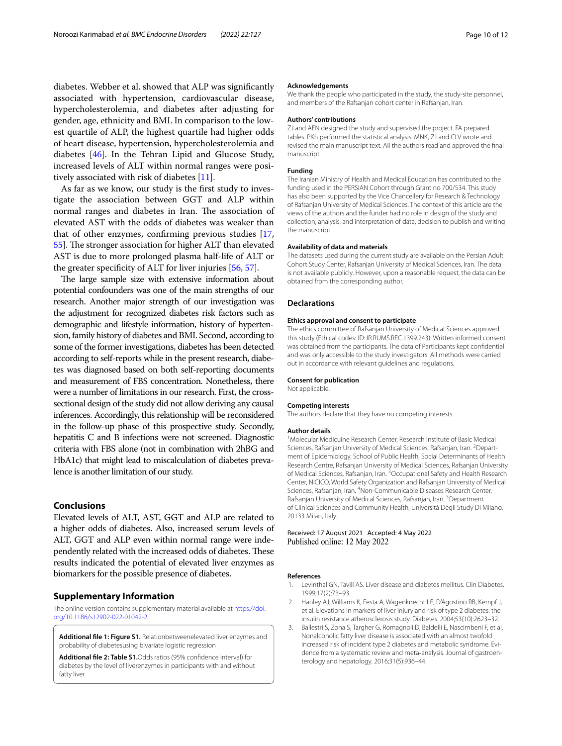diabetes. Webber et al. showed that ALP was significantly associated with hypertension, cardiovascular disease, hypercholesterolemia, and diabetes after adjusting for gender, age, ethnicity and BMI. In comparison to the lowest quartile of ALP, the highest quartile had higher odds of heart disease, hypertension, hypercholesterolemia and diabetes [46]. In the Tehran Lipid and Glucose Study, increased levels of ALT within normal ranges were positively associated with risk of diabetes [11].

As far as we know, our study is the first study to investigate the association between GGT and ALP within normal ranges and diabetes in Iran. The association of elevated AST with the odds of diabetes was weaker than that of other enzymes, confirming previous studies [17, 55]. The stronger association for higher ALT than elevated AST is due to more prolonged plasma half-life of ALT or the greater specificity of ALT for liver injuries [56, 57].

The large sample size with extensive information about potential confounders was one of the main strengths of our research. Another major strength of our investigation was the adjustment for recognized diabetes risk factors such as demographic and lifestyle information, history of hypertension, family history of diabetes and BMI. Second, according to some of the former investigations, diabetes has been detected according to self-reports while in the present research, diabetes was diagnosed based on both self-reporting documents and measurement of FBS concentration. Nonetheless, there were a number of limitations in our research. First, the cross-sectional design of the study did not allow deriving any causal inferences. Accordingly, this relationship will be reconsidered in the follow-up phase of this prospective study. Secondly, hepatitis C and B infections were not screened. Diagnostic criteria with FBS alone (not in combination with 2hBG and HbA1c) that might lead to miscalculation of diabetes prevalence is another limitation of our study.

## Conclusions

Elevated levels of ALT, AST, GGT and ALP are related to a higher odds of diabetes. Also, increased serum levels of ALT, GGT and ALP even within normal range were independently related with the increased odds of diabetes. These results indicated the potential of elevated liver enzymes as biomarkers for the possible presence of diabetes.

## Supplementary Information

The online version contains supplementary material available at https://doi.org/10.1186/s12902-022-01042-2.

**Additional file 1: Figure S1.** Relationbetweenelevated liver enzymes and probability of diabetesusing bivariate logistic regression

**Additional file 2: Table S1.**Odds ratios (95% confidence interval) for diabetes by the level of liverenzymes in participants with and without fatty liver

### Acknowledgements

We thank the people who participated in the study, the study-site personnel, and members of the Rafsanjan cohort center in Rafsanjan, Iran.

### Authors' contributions

ZJ and AEN designed the study and supervised the project. FA prepared tables. PKh performed the statistical analysis. MNK, ZJ and CLV wrote and revised the main manuscript text. All the authors read and approved the final manuscript.

### Funding

The Iranian Ministry of Health and Medical Education has contributed to the funding used in the PERSIAN Cohort through Grant no 700/534. This study has also been supported by the Vice Chancellery for Research & Technology of Rafsanjan University of Medical Sciences. The context of this article are the views of the authors and the funder had no role in design of the study and collection, analysis, and interpretation of data, decision to publish and writing the manuscript.

### Availability of data and materials

The datasets used during the current study are available on the Persian Adult Cohort Study Center, Rafsanjan University of Medical Sciences, Iran. The data is not available publicly. However, upon a reasonable request, the data can be obtained from the corresponding author.

## Declarations

### Ethics approval and consent to participate

The ethics committee of Rafsanjan University of Medical Sciences approved this study (Ethical codes: ID: IR.RUMS.REC.1399.243). Written informed consent was obtained from the participants. The data of Participants kept confidential and was only accessible to the study investigators. All methods were carried out in accordance with relevant guidelines and regulations.

### Consent for publication

Not applicable.

### Competing interests

The authors declare that they have no competing interests.

### Author details

[1]Molecular Medicuine Research Center, Research Institute of Basic Medical Sciences, Rafsanjan University of Medical Sciences, Rafsanjan, Iran. [2]Department of Epidemiology, School of Public Health, Social Determinants of Health Research Centre, Rafsanjan University of Medical Sciences, Rafsanjan University of Medical Sciences, Rafsanjan, Iran. [3]Occupational Safety and Health Research Center, NICICO, World Safety Organization and Rafsanjan University of Medical Sciences, Rafsanjan, Iran. [4]Non-Communicable Diseases Research Center, Rafsanjan University of Medical Sciences, Rafsanjan, Iran. [5]Department of Clinical Sciences and Community Health, Università Degli Study Di Milano, 20133 Milan, Italy.

Received: 17 August 2021 Accepted: 4 May 2022
Published online: 12 May 2022

### References

1. Levinthal GN, Tavill AS. Liver disease and diabetes mellitus. Clin Diabetes. 1999;17(2):73–93.
2. Hanley AJ, Williams K, Festa A, Wagenknecht LE, D'Agostino RB, Kempf J, et al. Elevations in markers of liver injury and risk of type 2 diabetes: the insulin resistance atherosclerosis study. Diabetes. 2004;53(10):2623–32.
3. Ballestri S, Zona S, Targher G, Romagnoli D, Baldelli E, Nascimbeni F, et al. Nonalcoholic fatty liver disease is associated with an almost twofold increased risk of incident type 2 diabetes and metabolic syndrome. Evidence from a systematic review and meta-analysis. Journal of gastroenterology and hepatology. 2016;31(5):936–44.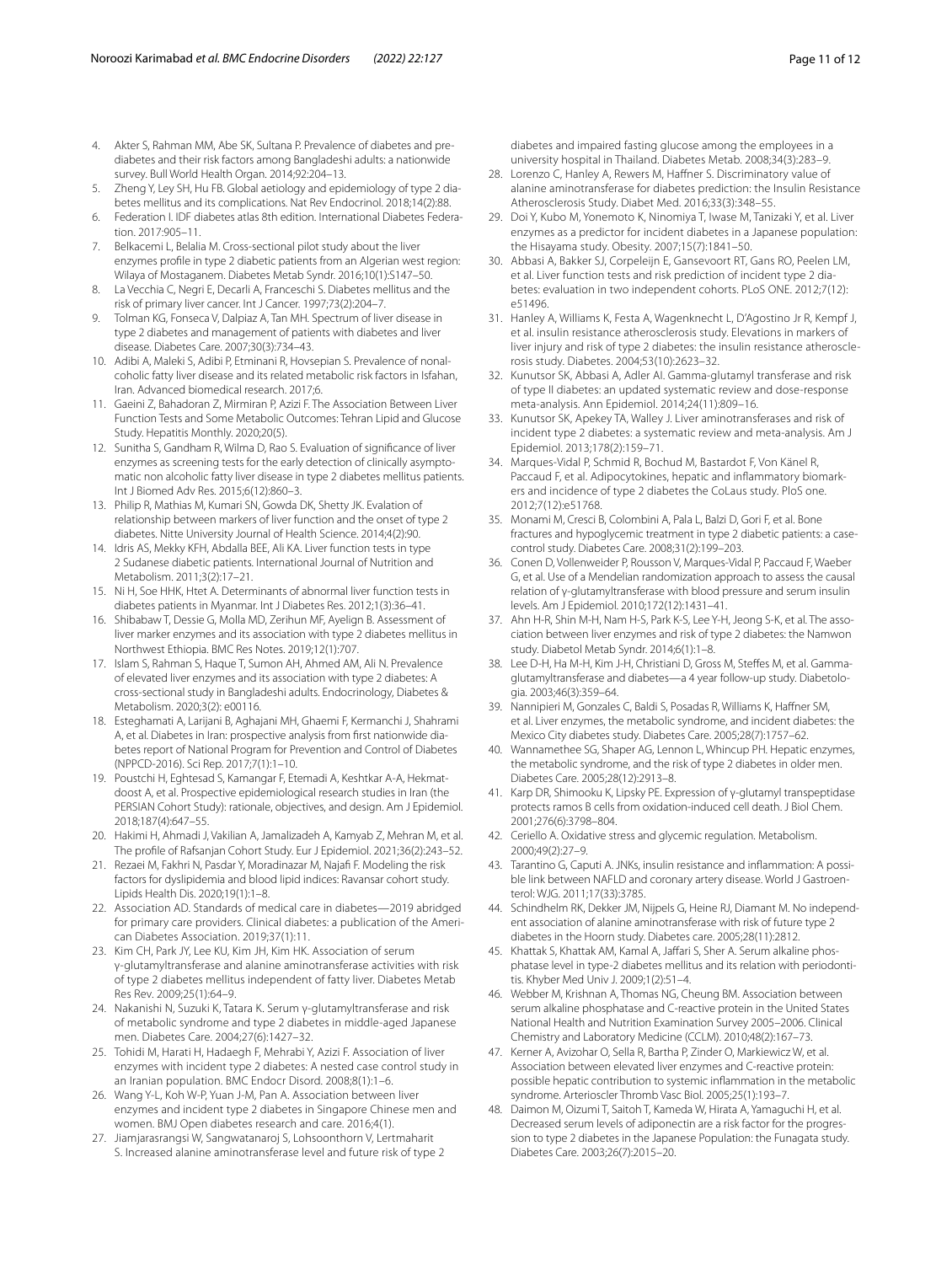4. Akter S, Rahman MM, Abe SK, Sultana P. Prevalence of diabetes and prediabetes and their risk factors among Bangladeshi adults: a nationwide survey. Bull World Health Organ. 2014;92:204–13.
5. Zheng Y, Ley SH, Hu FB. Global aetiology and epidemiology of type 2 diabetes mellitus and its complications. Nat Rev Endocrinol. 2018;14(2):88.
6. Federation I. IDF diabetes atlas 8th edition. International Diabetes Federation. 2017:905–11.
7. Belkacemi L, Belalia M. Cross-sectional pilot study about the liver enzymes profile in type 2 diabetic patients from an Algerian west region: Wilaya of Mostaganem. Diabetes Metab Syndr. 2016;10(1):S147–50.
8. La Vecchia C, Negri E, Decarli A, Franceschi S. Diabetes mellitus and the risk of primary liver cancer. Int J Cancer. 1997;73(2):204–7.
9. Tolman KG, Fonseca V, Dalpiaz A, Tan MH. Spectrum of liver disease in type 2 diabetes and management of patients with diabetes and liver disease. Diabetes Care. 2007;30(3):734–43.
10. Adibi A, Maleki S, Adibi P, Etminani R, Hovsepian S. Prevalence of nonalcoholic fatty liver disease and its related metabolic risk factors in Isfahan, Iran. Advanced biomedical research. 2017;6.
11. Gaeini Z, Bahadoran Z, Mirmiran P, Azizi F. The Association Between Liver Function Tests and Some Metabolic Outcomes: Tehran Lipid and Glucose Study. Hepatitis Monthly. 2020;20(5).
12. Sunitha S, Gandham R, Wilma D, Rao S. Evaluation of significance of liver enzymes as screening tests for the early detection of clinically asymptomatic non alcoholic fatty liver disease in type 2 diabetes mellitus patients. Int J Biomed Adv Res. 2015;6(12):860–3.
13. Philip R, Mathias M, Kumari SN, Gowda DK, Shetty JK. Evalation of relationship between markers of liver function and the onset of type 2 diabetes. Nitte University Journal of Health Science. 2014;4(2):90.
14. Idris AS, Mekky KFH, Abdalla BEE, Ali KA. Liver function tests in type 2 Sudanese diabetic patients. International Journal of Nutrition and Metabolism. 2011;3(2):17–21.
15. Ni H, Soe HHK, Htet A. Determinants of abnormal liver function tests in diabetes patients in Myanmar. Int J Diabetes Res. 2012;1(3):36–41.
16. Shibabaw T, Dessie G, Molla MD, Zerihun MF, Ayelign B. Assessment of liver marker enzymes and its association with type 2 diabetes mellitus in Northwest Ethiopia. BMC Res Notes. 2019;12(1):707.
17. Islam S, Rahman S, Haque T, Sumon AH, Ahmed AM, Ali N. Prevalence of elevated liver enzymes and its association with type 2 diabetes: A cross-sectional study in Bangladeshi adults. Endocrinology, Diabetes & Metabolism. 2020;3(2): e00116.
18. Esteghamati A, Larijani B, Aghajani MH, Ghaemi F, Kermanchi J, Shahrami A, et al. Diabetes in Iran: prospective analysis from first nationwide diabetes report of National Program for Prevention and Control of Diabetes (NPPCD-2016). Sci Rep. 2017;7(1):1–10.
19. Poustchi H, Eghtesad S, Kamangar F, Etemadi A, Keshtkar A-A, Hekmatdoost A, et al. Prospective epidemiological research studies in Iran (the PERSIAN Cohort Study): rationale, objectives, and design. Am J Epidemiol. 2018;187(4):647–55.
20. Hakimi H, Ahmadi J, Vakilian A, Jamalizadeh A, Kamyab Z, Mehran M, et al. The profile of Rafsanjan Cohort Study. Eur J Epidemiol. 2021;36(2):243–52.
21. Rezaei M, Fakhri N, Pasdar Y, Moradinazar M, Najafi F. Modeling the risk factors for dyslipidemia and blood lipid indices: Ravansar cohort study. Lipids Health Dis. 2020;19(1):1–8.
22. Association AD. Standards of medical care in diabetes—2019 abridged for primary care providers. Clinical diabetes: a publication of the American Diabetes Association. 2019;37(1):11.
23. Kim CH, Park JY, Lee KU, Kim JH, Kim HK. Association of serum γ-glutamyltransferase and alanine aminotransferase activities with risk of type 2 diabetes mellitus independent of fatty liver. Diabetes Metab Res Rev. 2009;25(1):64–9.
24. Nakanishi N, Suzuki K, Tatara K. Serum γ-glutamyltransferase and risk of metabolic syndrome and type 2 diabetes in middle-aged Japanese men. Diabetes Care. 2004;27(6):1427–32.
25. Tohidi M, Harati H, Hadaegh F, Mehrabi Y, Azizi F. Association of liver enzymes with incident type 2 diabetes: A nested case control study in an Iranian population. BMC Endocr Disord. 2008;8(1):1–6.
26. Wang Y-L, Koh W-P, Yuan J-M, Pan A. Association between liver enzymes and incident type 2 diabetes in Singapore Chinese men and women. BMJ Open diabetes research and care. 2016;4(1).
27. Jiamjarasrangsi W, Sangwatanaroj S, Lohsoonthorn V, Lertmaharit S. Increased alanine aminotransferase level and future risk of type 2 diabetes and impaired fasting glucose among the employees in a university hospital in Thailand. Diabetes Metab. 2008;34(3):283–9.
28. Lorenzo C, Hanley A, Rewers M, Haffner S. Discriminatory value of alanine aminotransferase for diabetes prediction: the Insulin Resistance Atherosclerosis Study. Diabet Med. 2016;33(3):348–55.
29. Doi Y, Kubo M, Yonemoto K, Ninomiya T, Iwase M, Tanizaki Y, et al. Liver enzymes as a predictor for incident diabetes in a Japanese population: the Hisayama study. Obesity. 2007;15(7):1841–50.
30. Abbasi A, Bakker SJ, Corpeleijn E, Gansevoort RT, Gans RO, Peelen LM, et al. Liver function tests and risk prediction of incident type 2 diabetes: evaluation in two independent cohorts. PLoS ONE. 2012;7(12): e51496.
31. Hanley A, Williams K, Festa A, Wagenknecht L, D'Agostino Jr R, Kempf J, et al. insulin resistance atherosclerosis study. Elevations in markers of liver injury and risk of type 2 diabetes: the insulin resistance atherosclerosis study. Diabetes. 2004;53(10):2623–32.
32. Kunutsor SK, Abbasi A, Adler AI. Gamma-glutamyl transferase and risk of type II diabetes: an updated systematic review and dose-response meta-analysis. Ann Epidemiol. 2014;24(11):809–16.
33. Kunutsor SK, Apekey TA, Walley J. Liver aminotransferases and risk of incident type 2 diabetes: a systematic review and meta-analysis. Am J Epidemiol. 2013;178(2):159–71.
34. Marques-Vidal P, Schmid R, Bochud M, Bastardot F, Von Känel R, Paccaud F, et al. Adipocytokines, hepatic and inflammatory biomarkers and incidence of type 2 diabetes the CoLaus study. PloS one. 2012;7(12):e51768.
35. Monami M, Cresci B, Colombini A, Pala L, Balzi D, Gori F, et al. Bone fractures and hypoglycemic treatment in type 2 diabetic patients: a case-control study. Diabetes Care. 2008;31(2):199–203.
36. Conen D, Vollenweider P, Rousson V, Marques-Vidal P, Paccaud F, Waeber G, et al. Use of a Mendelian randomization approach to assess the causal relation of γ-glutamyltransferase with blood pressure and serum insulin levels. Am J Epidemiol. 2010;172(12):1431–41.
37. Ahn H-R, Shin M-H, Nam H-S, Park K-S, Lee Y-H, Jeong S-K, et al. The association between liver enzymes and risk of type 2 diabetes: the Namwon study. Diabetol Metab Syndr. 2014;6(1):1–8.
38. Lee D-H, Ha M-H, Kim J-H, Christiani D, Gross M, Steffes M, et al. Gamma-glutamyltransferase and diabetes—a 4 year follow-up study. Diabetologia. 2003;46(3):359–64.
39. Nannipieri M, Gonzales C, Baldi S, Posadas R, Williams K, Haffner SM, et al. Liver enzymes, the metabolic syndrome, and incident diabetes: the Mexico City diabetes study. Diabetes Care. 2005;28(7):1757–62.
40. Wannamethee SG, Shaper AG, Lennon L, Whincup PH. Hepatic enzymes, the metabolic syndrome, and the risk of type 2 diabetes in older men. Diabetes Care. 2005;28(12):2913–8.
41. Karp DR, Shimooku K, Lipsky PE. Expression of γ-glutamyl transpeptidase protects ramos B cells from oxidation-induced cell death. J Biol Chem. 2001;276(6):3798–804.
42. Ceriello A. Oxidative stress and glycemic regulation. Metabolism. 2000;49(2):27–9.
43. Tarantino G, Caputi A. JNKs, insulin resistance and inflammation: A possible link between NAFLD and coronary artery disease. World J Gastroenterol: WJG. 2011;17(33):3785.
44. Schindhelm RK, Dekker JM, Nijpels G, Heine RJ, Diamant M. No independent association of alanine aminotransferase with risk of future type 2 diabetes in the Hoorn study. Diabetes care. 2005;28(11):2812.
45. Khattak S, Khattak AM, Kamal A, Jaffari S, Sher A. Serum alkaline phosphatase level in type-2 diabetes mellitus and its relation with periodontitis. Khyber Med Univ J. 2009;1(2):51–4.
46. Webber M, Krishnan A, Thomas NG, Cheung BM. Association between serum alkaline phosphatase and C-reactive protein in the United States National Health and Nutrition Examination Survey 2005–2006. Clinical Chemistry and Laboratory Medicine (CCLM). 2010;48(2):167–73.
47. Kerner A, Avizohar O, Sella R, Bartha P, Zinder O, Markiewicz W, et al. Association between elevated liver enzymes and C-reactive protein: possible hepatic contribution to systemic inflammation in the metabolic syndrome. Arterioscler Thromb Vasc Biol. 2005;25(1):193–7.
48. Daimon M, Oizumi T, Saitoh T, Kameda W, Hirata A, Yamaguchi H, et al. Decreased serum levels of adiponectin are a risk factor for the progression to type 2 diabetes in the Japanese Population: the Funagata study. Diabetes Care. 2003;26(7):2015–20.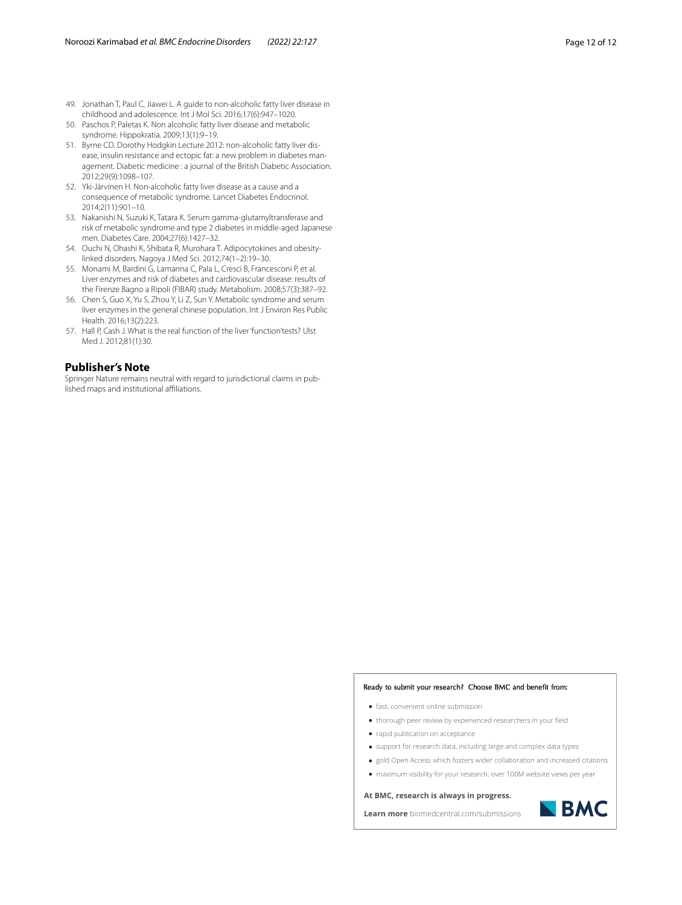49. Jonathan T, Paul C, Jiawei L. A guide to non-alcoholic fatty liver disease in childhood and adolescence. Int J Mol Sci. 2016;17(6):947–1020.
50. Paschos P, Paletas K. Non alcoholic fatty liver disease and metabolic syndrome. Hippokratia. 2009;13(1):9–19.
51. Byrne CD. Dorothy Hodgkin Lecture 2012: non-alcoholic fatty liver disease, insulin resistance and ectopic fat: a new problem in diabetes management. Diabetic medicine : a journal of the British Diabetic Association. 2012;29(9):1098–107.
52. Yki-Järvinen H. Non-alcoholic fatty liver disease as a cause and a consequence of metabolic syndrome. Lancet Diabetes Endocrinol. 2014;2(11):901–10.
53. Nakanishi N, Suzuki K, Tatara K. Serum gamma-glutamyltransferase and risk of metabolic syndrome and type 2 diabetes in middle-aged Japanese men. Diabetes Care. 2004;27(6):1427–32.
54. Ouchi N, Ohashi K, Shibata R, Murohara T. Adipocytokines and obesity-linked disorders. Nagoya J Med Sci. 2012;74(1–2):19–30.
55. Monami M, Bardini G, Lamanna C, Pala L, Cresci B, Francesconi P, et al. Liver enzymes and risk of diabetes and cardiovascular disease: results of the Firenze Bagno a Ripoli (FIBAR) study. Metabolism. 2008;57(3):387–92.
56. Chen S, Guo X, Yu S, Zhou Y, Li Z, Sun Y. Metabolic syndrome and serum liver enzymes in the general chinese population. Int J Environ Res Public Health. 2016;13(2):223.
57. Hall P, Cash J. What is the real function of the liver 'function'tests? Ulst Med J. 2012;81(1):30.

## Publisher's Note

Springer Nature remains neutral with regard to jurisdictional claims in published maps and institutional affiliations.

Ready to submit your research? Choose BMC and benefit from:

- fast, convenient online submission
- thorough peer review by experienced researchers in your field
- rapid publication on acceptance
- support for research data, including large and complex data types
- gold Open Access which fosters wider collaboration and increased citations
- maximum visibility for your research: over 100M website views per year

**At BMC, research is always in progress.**

**Learn more** biomedcentral.com/submissions

BMC